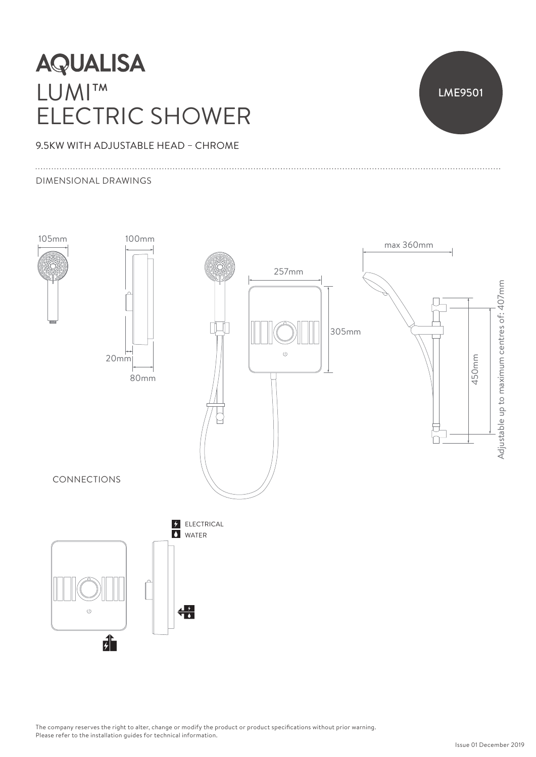# AQUALISA

# LUMI™ ELECTRIC SHOWER

LME9501

9.5KW WITH ADJUSTABLE HEAD – CHROME

DIMENSIONAL DRAWINGS

105mm

100mm

20mm

80mm

257mm

305mm

max 360mm

450mm

Adjustable up to maximum centres of: 407mm

CONNECTIONS

ELECTRICAL

WATER

The company reserves the right to alter, change or modify the product or product specifications without prior warning.
Please refer to the installation guides for technical information.

Issue 01 December 2019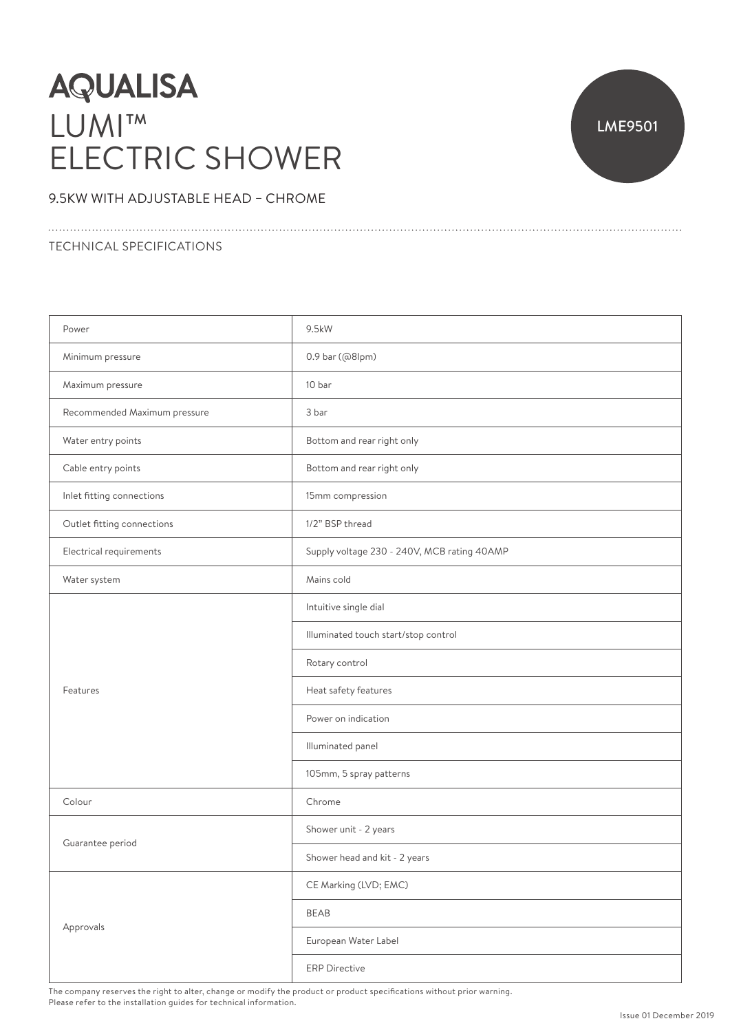# AQUALISA

# LUMI™ ELECTRIC SHOWER

LME9501

9.5KW WITH ADJUSTABLE HEAD – CHROME

## TECHNICAL SPECIFICATIONS

| | |
|---|---|
| Power | 9.5kW |
| Minimum pressure | 0.9 bar (@8lpm) |
| Maximum pressure | 10 bar |
| Recommended Maximum pressure | 3 bar |
| Water entry points | Bottom and rear right only |
| Cable entry points | Bottom and rear right only |
| Inlet fitting connections | 15mm compression |
| Outlet fitting connections | 1/2" BSP thread |
| Electrical requirements | Supply voltage 230 - 240V, MCB rating 40AMP |
| Water system | Mains cold |
| Features | Intuitive single dial |
| | Illuminated touch start/stop control |
| | Rotary control |
| | Heat safety features |
| | Power on indication |
| | Illuminated panel |
| | 105mm, 5 spray patterns |
| Colour | Chrome |
| Guarantee period | Shower unit - 2 years |
| | Shower head and kit - 2 years |
| Approvals | CE Marking (LVD; EMC) |
| | BEAB |
| | European Water Label |
| | ERP Directive |

The company reserves the right to alter, change or modify the product or product specifications without prior warning.
Please refer to the installation guides for technical information.

Issue 01 December 2019